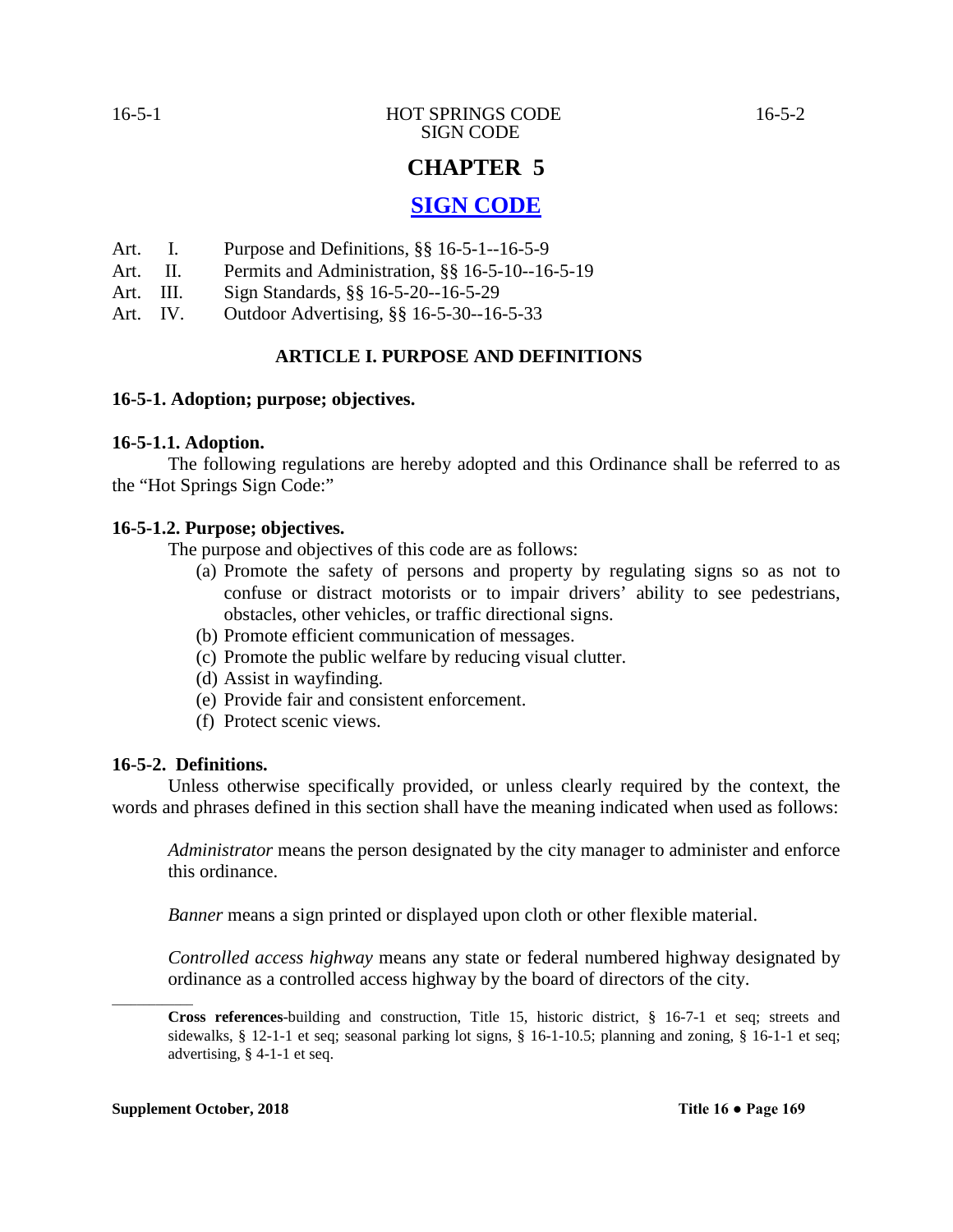# CHAPTER 5

## SIGN CODE

Art. I. Purpose and Definitions, §§ 16-5-1--16-5-9
Art. II. Permits and Administration, §§ 16-5-10--16-5-19
Art. III. Sign Standards, §§ 16-5-20--16-5-29
Art. IV. Outdoor Advertising, §§ 16-5-30--16-5-33

### ARTICLE I. PURPOSE AND DEFINITIONS

**16-5-1. Adoption; purpose; objectives.**

**16-5-1.1. Adoption.**

The following regulations are hereby adopted and this Ordinance shall be referred to as the "Hot Springs Sign Code:"

**16-5-1.2. Purpose; objectives.**

The purpose and objectives of this code are as follows:

(a) Promote the safety of persons and property by regulating signs so as not to confuse or distract motorists or to impair drivers' ability to see pedestrians, obstacles, other vehicles, or traffic directional signs.
(b) Promote efficient communication of messages.
(c) Promote the public welfare by reducing visual clutter.
(d) Assist in wayfinding.
(e) Provide fair and consistent enforcement.
(f) Protect scenic views.

**16-5-2. Definitions.**

Unless otherwise specifically provided, or unless clearly required by the context, the words and phrases defined in this section shall have the meaning indicated when used as follows:

*Administrator* means the person designated by the city manager to administer and enforce this ordinance.

*Banner* means a sign printed or displayed upon cloth or other flexible material.

*Controlled access highway* means any state or federal numbered highway designated by ordinance as a controlled access highway by the board of directors of the city.

---

**Cross references**-building and construction, Title 15, historic district, § 16-7-1 et seq; streets and sidewalks, § 12-1-1 et seq; seasonal parking lot signs, § 16-1-10.5; planning and zoning, § 16-1-1 et seq; advertising, § 4-1-1 et seq.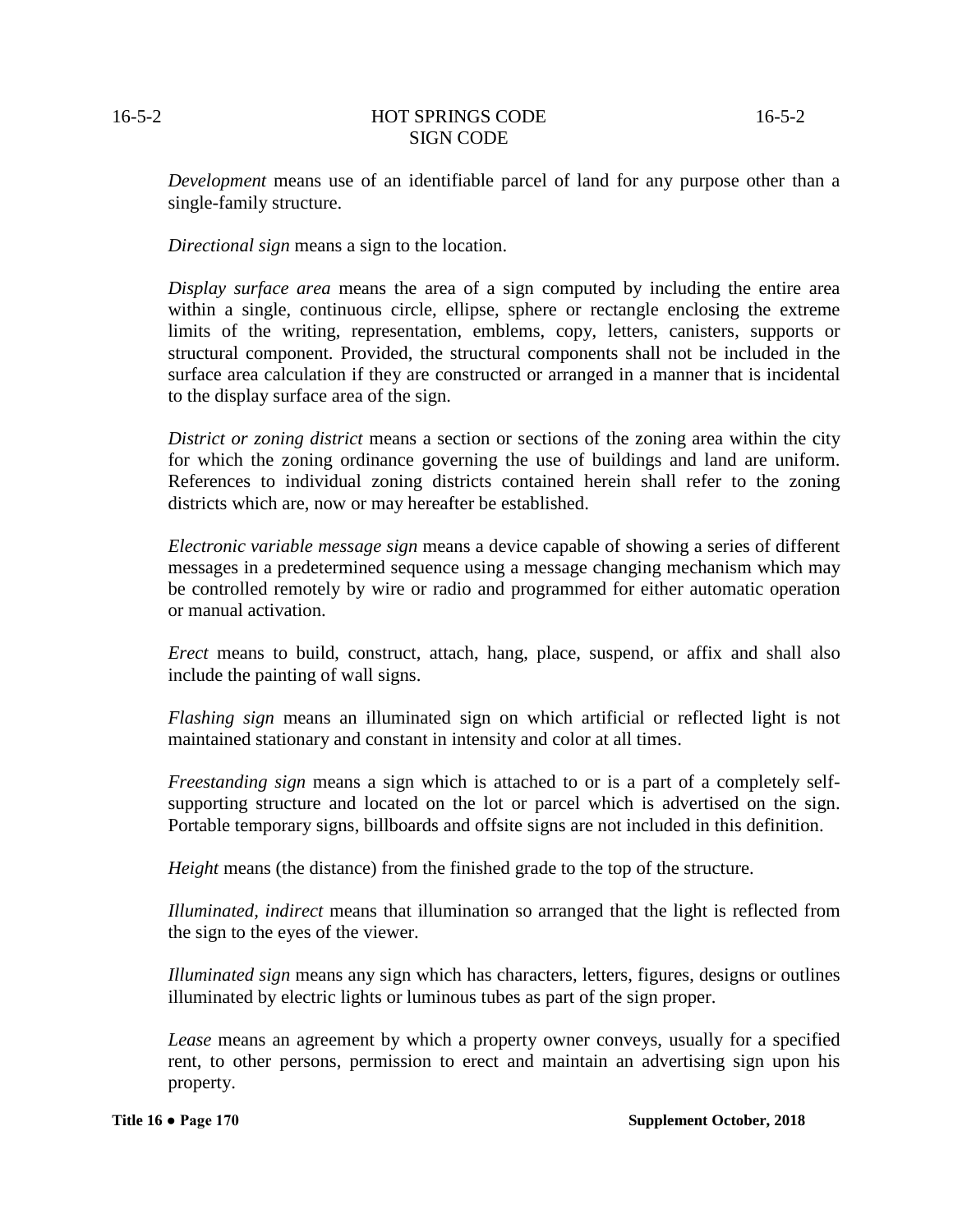*Development* means use of an identifiable parcel of land for any purpose other than a single-family structure.

*Directional sign* means a sign to the location.

*Display surface area* means the area of a sign computed by including the entire area within a single, continuous circle, ellipse, sphere or rectangle enclosing the extreme limits of the writing, representation, emblems, copy, letters, canisters, supports or structural component. Provided, the structural components shall not be included in the surface area calculation if they are constructed or arranged in a manner that is incidental to the display surface area of the sign.

*District or zoning district* means a section or sections of the zoning area within the city for which the zoning ordinance governing the use of buildings and land are uniform. References to individual zoning districts contained herein shall refer to the zoning districts which are, now or may hereafter be established.

*Electronic variable message sign* means a device capable of showing a series of different messages in a predetermined sequence using a message changing mechanism which may be controlled remotely by wire or radio and programmed for either automatic operation or manual activation.

*Erect* means to build, construct, attach, hang, place, suspend, or affix and shall also include the painting of wall signs.

*Flashing sign* means an illuminated sign on which artificial or reflected light is not maintained stationary and constant in intensity and color at all times.

*Freestanding sign* means a sign which is attached to or is a part of a completely self-supporting structure and located on the lot or parcel which is advertised on the sign. Portable temporary signs, billboards and offsite signs are not included in this definition.

*Height* means (the distance) from the finished grade to the top of the structure.

*Illuminated, indirect* means that illumination so arranged that the light is reflected from the sign to the eyes of the viewer.

*Illuminated sign* means any sign which has characters, letters, figures, designs or outlines illuminated by electric lights or luminous tubes as part of the sign proper.

*Lease* means an agreement by which a property owner conveys, usually for a specified rent, to other persons, permission to erect and maintain an advertising sign upon his property.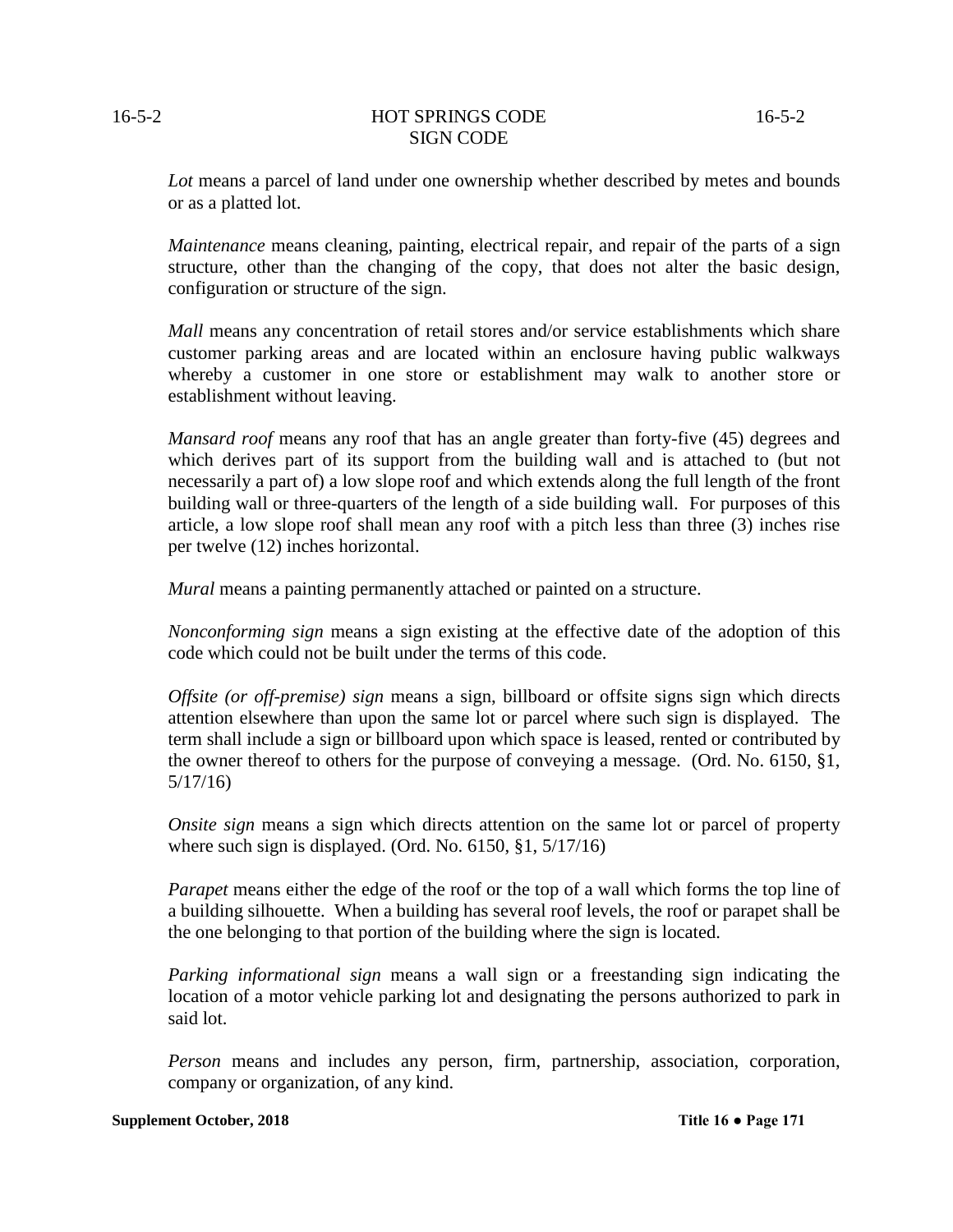*Lot* means a parcel of land under one ownership whether described by metes and bounds or as a platted lot.

*Maintenance* means cleaning, painting, electrical repair, and repair of the parts of a sign structure, other than the changing of the copy, that does not alter the basic design, configuration or structure of the sign.

*Mall* means any concentration of retail stores and/or service establishments which share customer parking areas and are located within an enclosure having public walkways whereby a customer in one store or establishment may walk to another store or establishment without leaving.

*Mansard roof* means any roof that has an angle greater than forty-five (45) degrees and which derives part of its support from the building wall and is attached to (but not necessarily a part of) a low slope roof and which extends along the full length of the front building wall or three-quarters of the length of a side building wall. For purposes of this article, a low slope roof shall mean any roof with a pitch less than three (3) inches rise per twelve (12) inches horizontal.

*Mural* means a painting permanently attached or painted on a structure.

*Nonconforming sign* means a sign existing at the effective date of the adoption of this code which could not be built under the terms of this code.

*Offsite (or off-premise) sign* means a sign, billboard or offsite signs sign which directs attention elsewhere than upon the same lot or parcel where such sign is displayed. The term shall include a sign or billboard upon which space is leased, rented or contributed by the owner thereof to others for the purpose of conveying a message. (Ord. No. 6150, §1, 5/17/16)

*Onsite sign* means a sign which directs attention on the same lot or parcel of property where such sign is displayed. (Ord. No. 6150, §1, 5/17/16)

*Parapet* means either the edge of the roof or the top of a wall which forms the top line of a building silhouette. When a building has several roof levels, the roof or parapet shall be the one belonging to that portion of the building where the sign is located.

*Parking informational sign* means a wall sign or a freestanding sign indicating the location of a motor vehicle parking lot and designating the persons authorized to park in said lot.

*Person* means and includes any person, firm, partnership, association, corporation, company or organization, of any kind.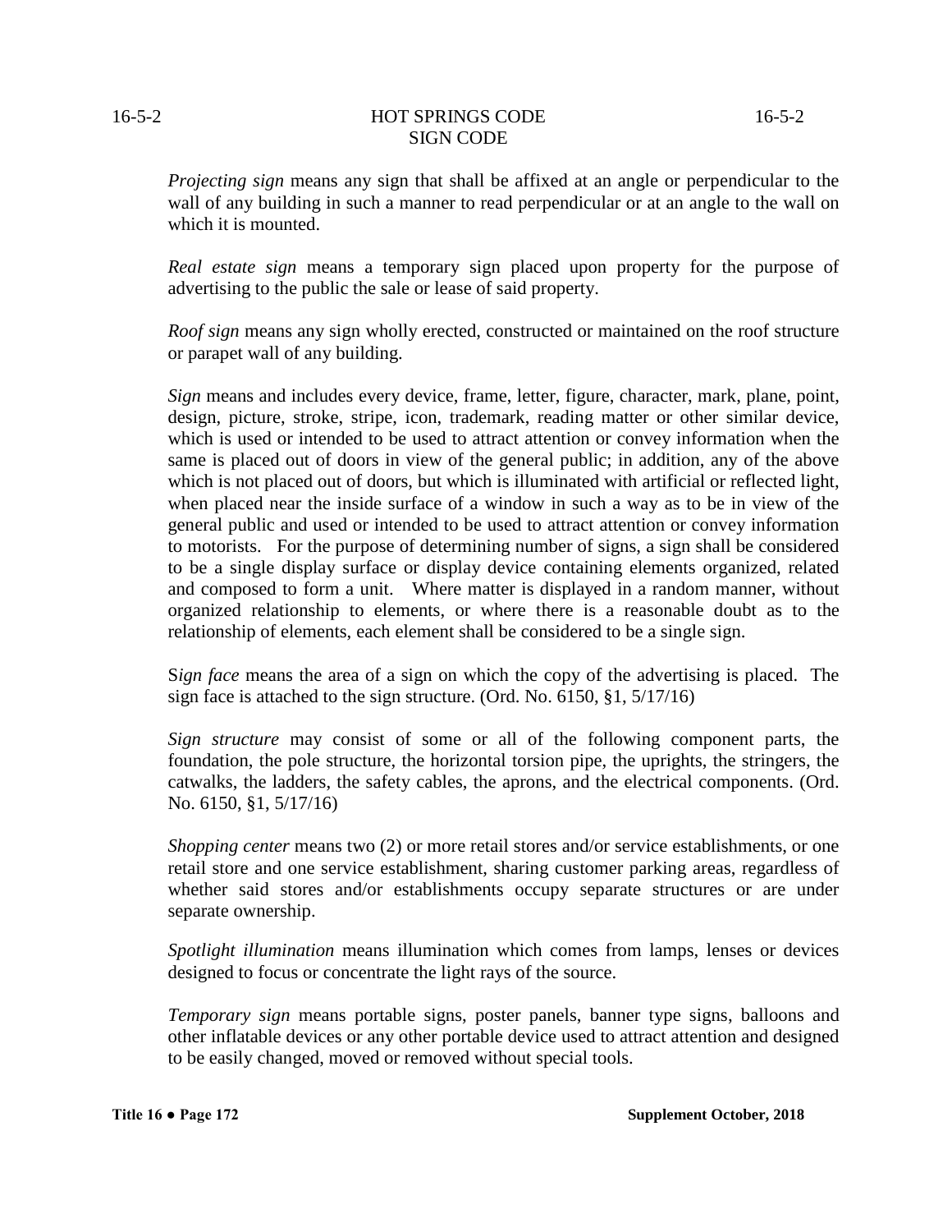*Projecting sign* means any sign that shall be affixed at an angle or perpendicular to the wall of any building in such a manner to read perpendicular or at an angle to the wall on which it is mounted.

*Real estate sign* means a temporary sign placed upon property for the purpose of advertising to the public the sale or lease of said property.

*Roof sign* means any sign wholly erected, constructed or maintained on the roof structure or parapet wall of any building.

*Sign* means and includes every device, frame, letter, figure, character, mark, plane, point, design, picture, stroke, stripe, icon, trademark, reading matter or other similar device, which is used or intended to be used to attract attention or convey information when the same is placed out of doors in view of the general public; in addition, any of the above which is not placed out of doors, but which is illuminated with artificial or reflected light, when placed near the inside surface of a window in such a way as to be in view of the general public and used or intended to be used to attract attention or convey information to motorists. For the purpose of determining number of signs, a sign shall be considered to be a single display surface or display device containing elements organized, related and composed to form a unit. Where matter is displayed in a random manner, without organized relationship to elements, or where there is a reasonable doubt as to the relationship of elements, each element shall be considered to be a single sign.

S*ign face* means the area of a sign on which the copy of the advertising is placed. The sign face is attached to the sign structure. (Ord. No. 6150, §1, 5/17/16)

*Sign structure* may consist of some or all of the following component parts, the foundation, the pole structure, the horizontal torsion pipe, the uprights, the stringers, the catwalks, the ladders, the safety cables, the aprons, and the electrical components. (Ord. No. 6150, §1, 5/17/16)

*Shopping center* means two (2) or more retail stores and/or service establishments, or one retail store and one service establishment, sharing customer parking areas, regardless of whether said stores and/or establishments occupy separate structures or are under separate ownership.

*Spotlight illumination* means illumination which comes from lamps, lenses or devices designed to focus or concentrate the light rays of the source.

*Temporary sign* means portable signs, poster panels, banner type signs, balloons and other inflatable devices or any other portable device used to attract attention and designed to be easily changed, moved or removed without special tools.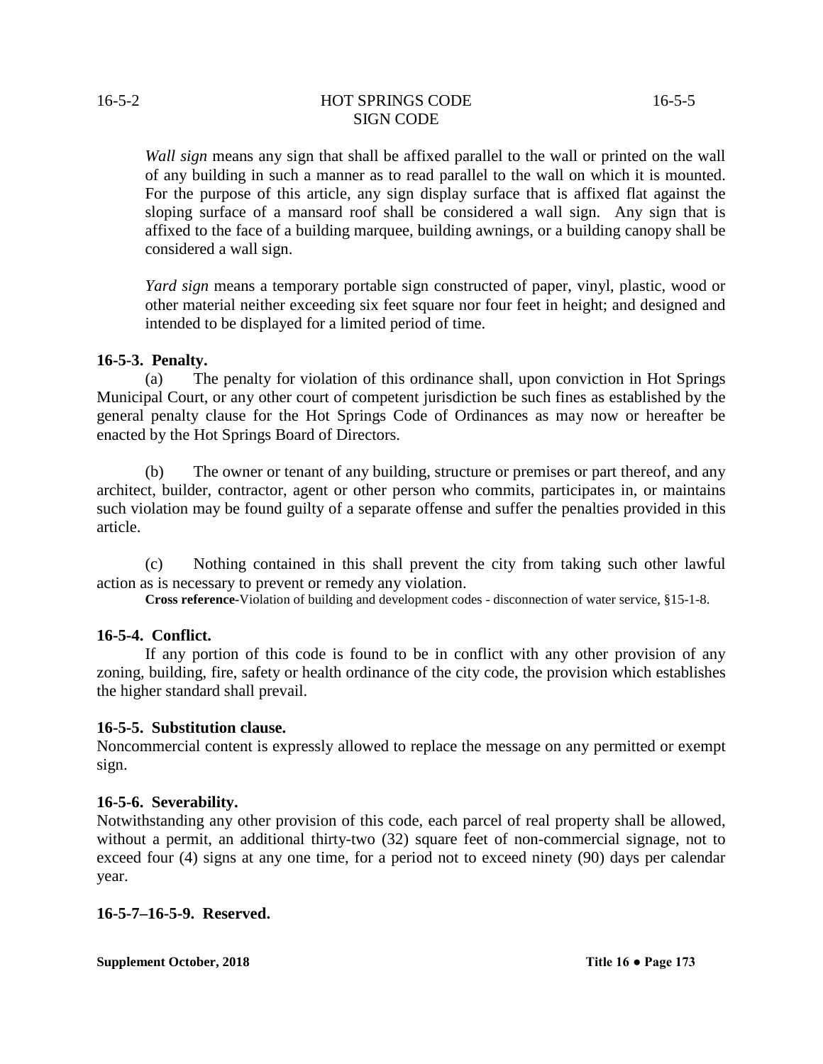*Wall sign* means any sign that shall be affixed parallel to the wall or printed on the wall of any building in such a manner as to read parallel to the wall on which it is mounted. For the purpose of this article, any sign display surface that is affixed flat against the sloping surface of a mansard roof shall be considered a wall sign. Any sign that is affixed to the face of a building marquee, building awnings, or a building canopy shall be considered a wall sign.

*Yard sign* means a temporary portable sign constructed of paper, vinyl, plastic, wood or other material neither exceeding six feet square nor four feet in height; and designed and intended to be displayed for a limited period of time.

**16-5-3. Penalty.**

(a) The penalty for violation of this ordinance shall, upon conviction in Hot Springs Municipal Court, or any other court of competent jurisdiction be such fines as established by the general penalty clause for the Hot Springs Code of Ordinances as may now or hereafter be enacted by the Hot Springs Board of Directors.

(b) The owner or tenant of any building, structure or premises or part thereof, and any architect, builder, contractor, agent or other person who commits, participates in, or maintains such violation may be found guilty of a separate offense and suffer the penalties provided in this article.

(c) Nothing contained in this shall prevent the city from taking such other lawful action as is necessary to prevent or remedy any violation.

**Cross reference**-Violation of building and development codes - disconnection of water service, §15-1-8.

**16-5-4. Conflict.**

If any portion of this code is found to be in conflict with any other provision of any zoning, building, fire, safety or health ordinance of the city code, the provision which establishes the higher standard shall prevail.

**16-5-5. Substitution clause.**

Noncommercial content is expressly allowed to replace the message on any permitted or exempt sign.

**16-5-6. Severability.**

Notwithstanding any other provision of this code, each parcel of real property shall be allowed, without a permit, an additional thirty-two (32) square feet of non-commercial signage, not to exceed four (4) signs at any one time, for a period not to exceed ninety (90) days per calendar year.

**16-5-7–16-5-9. Reserved.**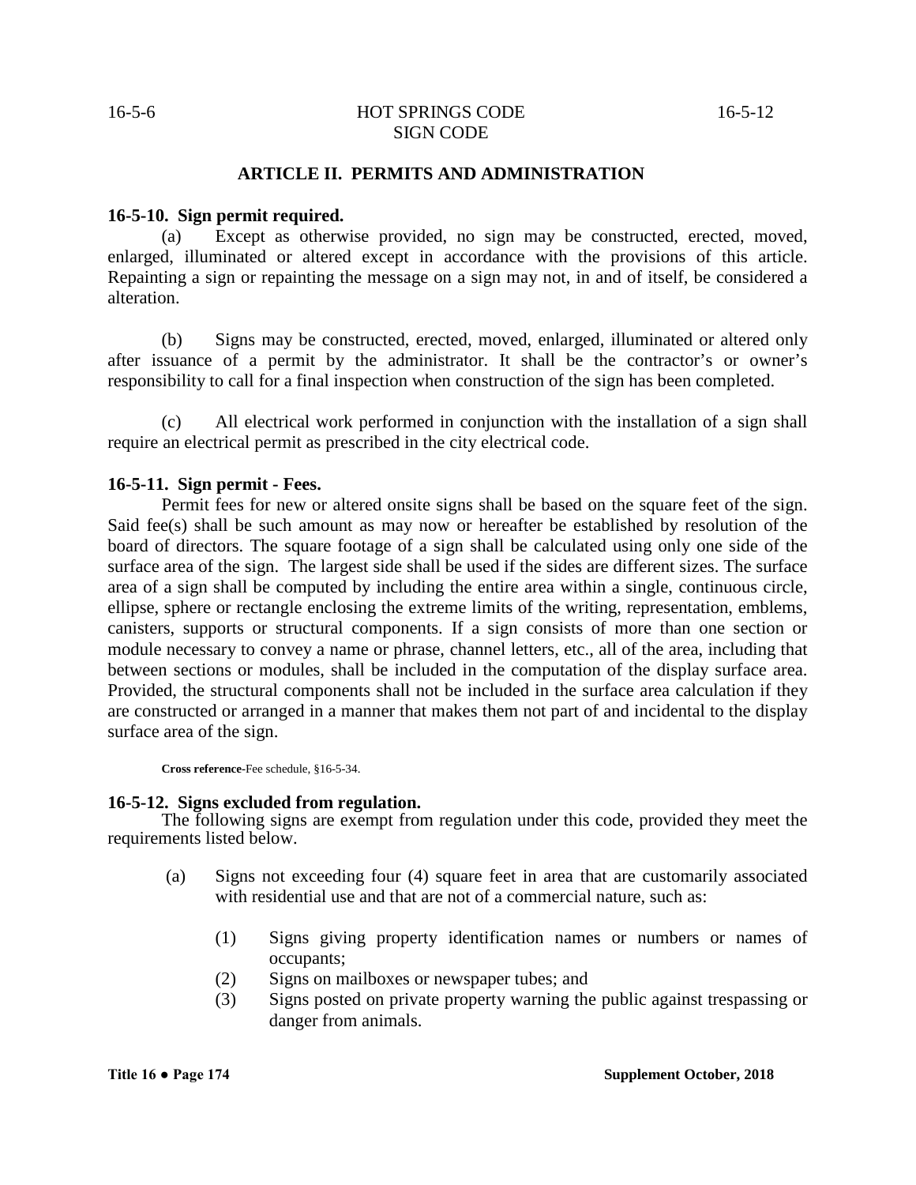## ARTICLE II. PERMITS AND ADMINISTRATION

### 16-5-10. Sign permit required.

(a) Except as otherwise provided, no sign may be constructed, erected, moved, enlarged, illuminated or altered except in accordance with the provisions of this article. Repainting a sign or repainting the message on a sign may not, in and of itself, be considered a alteration.

(b) Signs may be constructed, erected, moved, enlarged, illuminated or altered only after issuance of a permit by the administrator. It shall be the contractor's or owner's responsibility to call for a final inspection when construction of the sign has been completed.

(c) All electrical work performed in conjunction with the installation of a sign shall require an electrical permit as prescribed in the city electrical code.

### 16-5-11. Sign permit - Fees.

Permit fees for new or altered onsite signs shall be based on the square feet of the sign. Said fee(s) shall be such amount as may now or hereafter be established by resolution of the board of directors. The square footage of a sign shall be calculated using only one side of the surface area of the sign. The largest side shall be used if the sides are different sizes. The surface area of a sign shall be computed by including the entire area within a single, continuous circle, ellipse, sphere or rectangle enclosing the extreme limits of the writing, representation, emblems, canisters, supports or structural components. If a sign consists of more than one section or module necessary to convey a name or phrase, channel letters, etc., all of the area, including that between sections or modules, shall be included in the computation of the display surface area. Provided, the structural components shall not be included in the surface area calculation if they are constructed or arranged in a manner that makes them not part of and incidental to the display surface area of the sign.

**Cross reference-**Fee schedule, §16-5-34.

### 16-5-12. Signs excluded from regulation.

The following signs are exempt from regulation under this code, provided they meet the requirements listed below.

(a) Signs not exceeding four (4) square feet in area that are customarily associated with residential use and that are not of a commercial nature, such as:

(1) Signs giving property identification names or numbers or names of occupants;

(2) Signs on mailboxes or newspaper tubes; and

(3) Signs posted on private property warning the public against trespassing or danger from animals.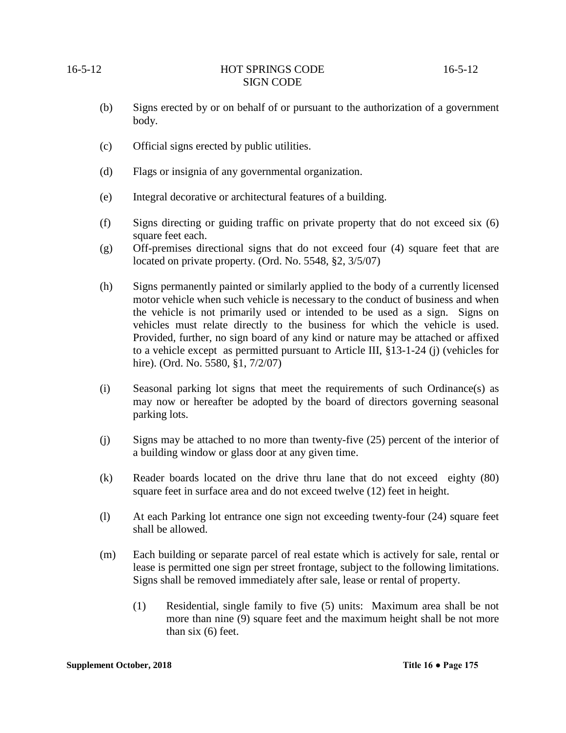(b) Signs erected by or on behalf of or pursuant to the authorization of a government body.

(c) Official signs erected by public utilities.

(d) Flags or insignia of any governmental organization.

(e) Integral decorative or architectural features of a building.

(f) Signs directing or guiding traffic on private property that do not exceed six (6) square feet each.

(g) Off-premises directional signs that do not exceed four (4) square feet that are located on private property. (Ord. No. 5548, §2, 3/5/07)

(h) Signs permanently painted or similarly applied to the body of a currently licensed motor vehicle when such vehicle is necessary to the conduct of business and when the vehicle is not primarily used or intended to be used as a sign. Signs on vehicles must relate directly to the business for which the vehicle is used. Provided, further, no sign board of any kind or nature may be attached or affixed to a vehicle except as permitted pursuant to Article III, §13-1-24 (j) (vehicles for hire). (Ord. No. 5580, §1, 7/2/07)

(i) Seasonal parking lot signs that meet the requirements of such Ordinance(s) as may now or hereafter be adopted by the board of directors governing seasonal parking lots.

(j) Signs may be attached to no more than twenty-five (25) percent of the interior of a building window or glass door at any given time.

(k) Reader boards located on the drive thru lane that do not exceed eighty (80) square feet in surface area and do not exceed twelve (12) feet in height.

(l) At each Parking lot entrance one sign not exceeding twenty-four (24) square feet shall be allowed.

(m) Each building or separate parcel of real estate which is actively for sale, rental or lease is permitted one sign per street frontage, subject to the following limitations. Signs shall be removed immediately after sale, lease or rental of property.

    (1) Residential, single family to five (5) units: Maximum area shall be not more than nine (9) square feet and the maximum height shall be not more than six (6) feet.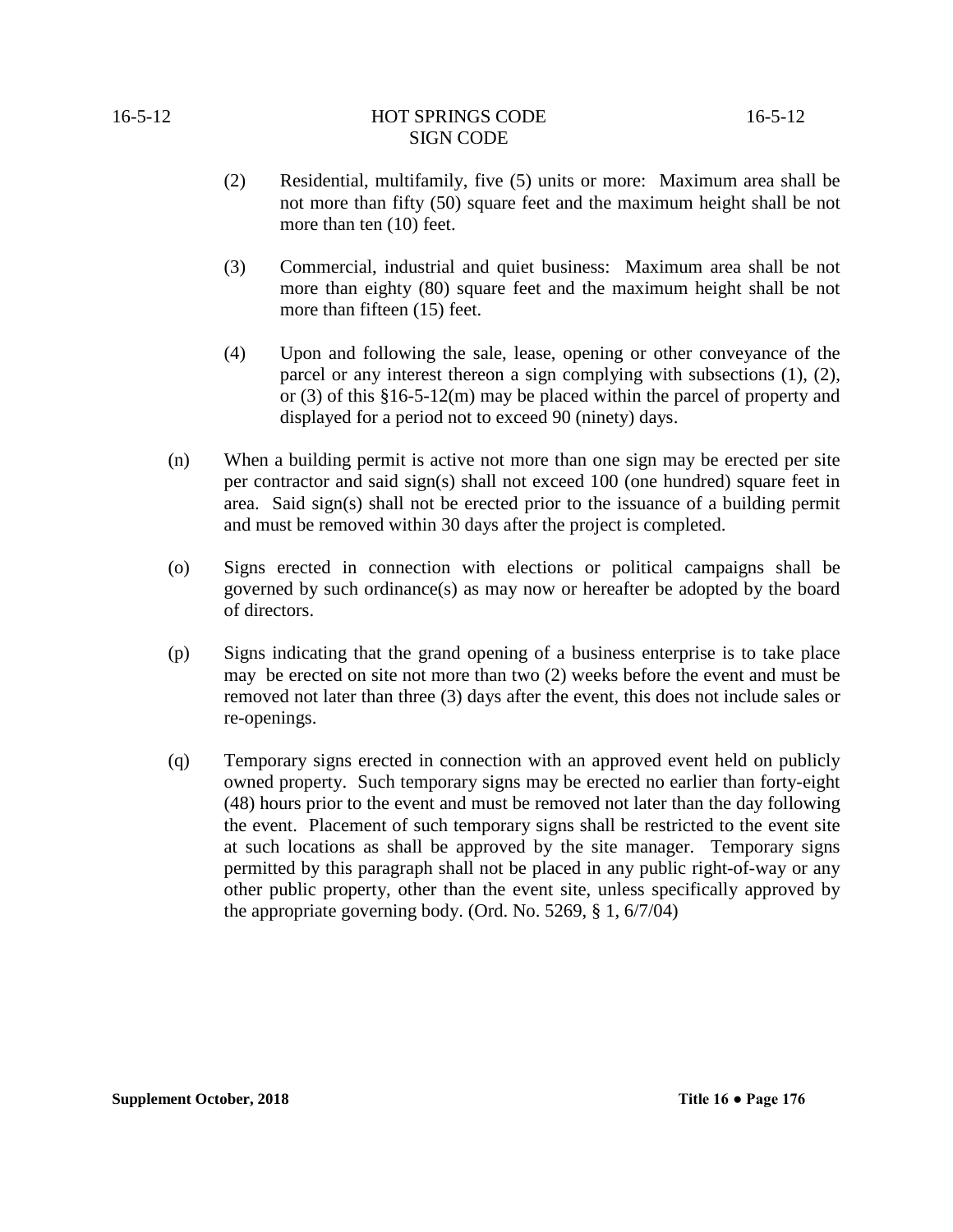(2) Residential, multifamily, five (5) units or more: Maximum area shall be not more than fifty (50) square feet and the maximum height shall be not more than ten (10) feet.

(3) Commercial, industrial and quiet business: Maximum area shall be not more than eighty (80) square feet and the maximum height shall be not more than fifteen (15) feet.

(4) Upon and following the sale, lease, opening or other conveyance of the parcel or any interest thereon a sign complying with subsections (1), (2), or (3) of this §16-5-12(m) may be placed within the parcel of property and displayed for a period not to exceed 90 (ninety) days.

(n) When a building permit is active not more than one sign may be erected per site per contractor and said sign(s) shall not exceed 100 (one hundred) square feet in area. Said sign(s) shall not be erected prior to the issuance of a building permit and must be removed within 30 days after the project is completed.

(o) Signs erected in connection with elections or political campaigns shall be governed by such ordinance(s) as may now or hereafter be adopted by the board of directors.

(p) Signs indicating that the grand opening of a business enterprise is to take place may be erected on site not more than two (2) weeks before the event and must be removed not later than three (3) days after the event, this does not include sales or re-openings.

(q) Temporary signs erected in connection with an approved event held on publicly owned property. Such temporary signs may be erected no earlier than forty-eight (48) hours prior to the event and must be removed not later than the day following the event. Placement of such temporary signs shall be restricted to the event site at such locations as shall be approved by the site manager. Temporary signs permitted by this paragraph shall not be placed in any public right-of-way or any other public property, other than the event site, unless specifically approved by the appropriate governing body. (Ord. No. 5269, § 1, 6/7/04)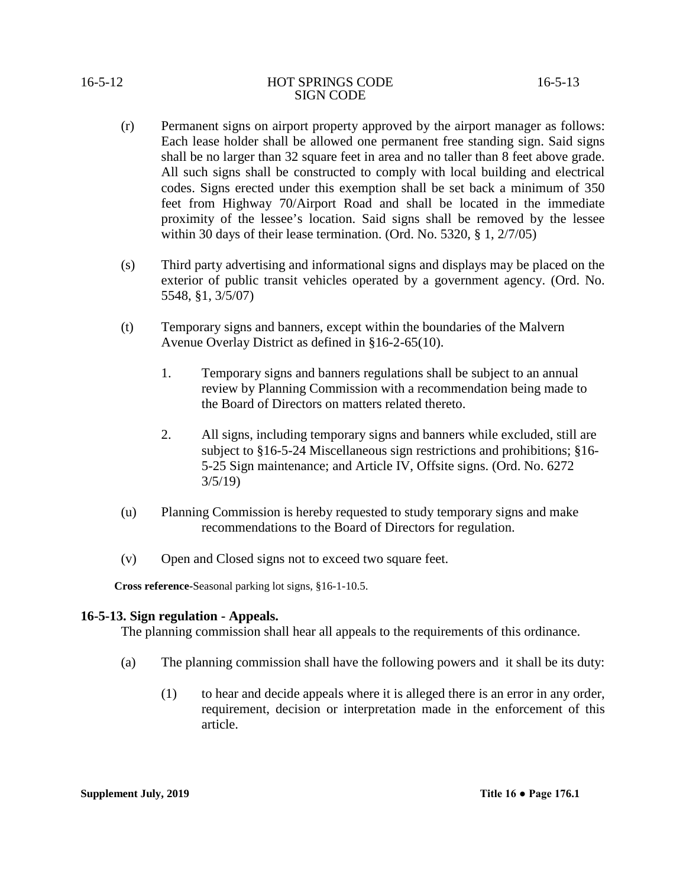(r) Permanent signs on airport property approved by the airport manager as follows: Each lease holder shall be allowed one permanent free standing sign. Said signs shall be no larger than 32 square feet in area and no taller than 8 feet above grade. All such signs shall be constructed to comply with local building and electrical codes. Signs erected under this exemption shall be set back a minimum of 350 feet from Highway 70/Airport Road and shall be located in the immediate proximity of the lessee's location. Said signs shall be removed by the lessee within 30 days of their lease termination. (Ord. No. 5320, § 1, 2/7/05)

(s) Third party advertising and informational signs and displays may be placed on the exterior of public transit vehicles operated by a government agency. (Ord. No. 5548, §1, 3/5/07)

(t) Temporary signs and banners, except within the boundaries of the Malvern Avenue Overlay District as defined in §16-2-65(10).

1. Temporary signs and banners regulations shall be subject to an annual review by Planning Commission with a recommendation being made to the Board of Directors on matters related thereto.

2. All signs, including temporary signs and banners while excluded, still are subject to §16-5-24 Miscellaneous sign restrictions and prohibitions; §16-5-25 Sign maintenance; and Article IV, Offsite signs. (Ord. No. 6272 3/5/19)

(u) Planning Commission is hereby requested to study temporary signs and make recommendations to the Board of Directors for regulation.

(v) Open and Closed signs not to exceed two square feet.

**Cross reference-**Seasonal parking lot signs, §16-1-10.5.

**16-5-13. Sign regulation - Appeals.**

The planning commission shall hear all appeals to the requirements of this ordinance.

(a) The planning commission shall have the following powers and it shall be its duty:

(1) to hear and decide appeals where it is alleged there is an error in any order, requirement, decision or interpretation made in the enforcement of this article.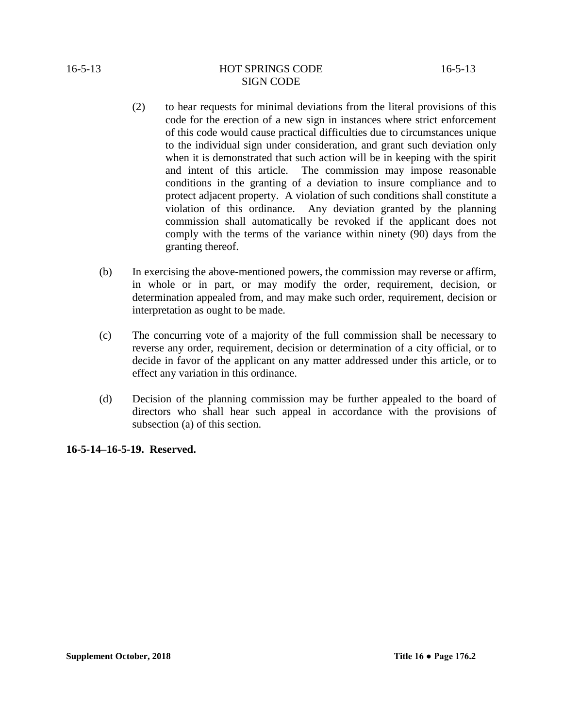(2) to hear requests for minimal deviations from the literal provisions of this code for the erection of a new sign in instances where strict enforcement of this code would cause practical difficulties due to circumstances unique to the individual sign under consideration, and grant such deviation only when it is demonstrated that such action will be in keeping with the spirit and intent of this article. The commission may impose reasonable conditions in the granting of a deviation to insure compliance and to protect adjacent property. A violation of such conditions shall constitute a violation of this ordinance. Any deviation granted by the planning commission shall automatically be revoked if the applicant does not comply with the terms of the variance within ninety (90) days from the granting thereof.

(b) In exercising the above-mentioned powers, the commission may reverse or affirm, in whole or in part, or may modify the order, requirement, decision, or determination appealed from, and may make such order, requirement, decision or interpretation as ought to be made.

(c) The concurring vote of a majority of the full commission shall be necessary to reverse any order, requirement, decision or determination of a city official, or to decide in favor of the applicant on any matter addressed under this article, or to effect any variation in this ordinance.

(d) Decision of the planning commission may be further appealed to the board of directors who shall hear such appeal in accordance with the provisions of subsection (a) of this section.

**16-5-14–16-5-19. Reserved.**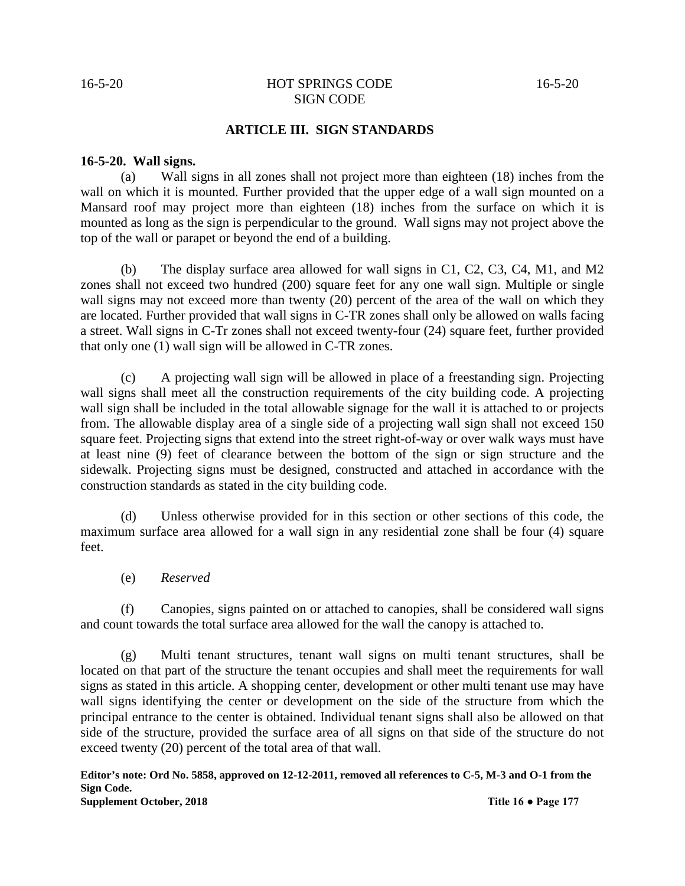## ARTICLE III. SIGN STANDARDS

**16-5-20. Wall signs.**

(a) Wall signs in all zones shall not project more than eighteen (18) inches from the wall on which it is mounted. Further provided that the upper edge of a wall sign mounted on a Mansard roof may project more than eighteen (18) inches from the surface on which it is mounted as long as the sign is perpendicular to the ground. Wall signs may not project above the top of the wall or parapet or beyond the end of a building.

(b) The display surface area allowed for wall signs in C1, C2, C3, C4, M1, and M2 zones shall not exceed two hundred (200) square feet for any one wall sign. Multiple or single wall signs may not exceed more than twenty (20) percent of the area of the wall on which they are located. Further provided that wall signs in C-TR zones shall only be allowed on walls facing a street. Wall signs in C-Tr zones shall not exceed twenty-four (24) square feet, further provided that only one (1) wall sign will be allowed in C-TR zones.

(c) A projecting wall sign will be allowed in place of a freestanding sign. Projecting wall signs shall meet all the construction requirements of the city building code. A projecting wall sign shall be included in the total allowable signage for the wall it is attached to or projects from. The allowable display area of a single side of a projecting wall sign shall not exceed 150 square feet. Projecting signs that extend into the street right-of-way or over walk ways must have at least nine (9) feet of clearance between the bottom of the sign or sign structure and the sidewalk. Projecting signs must be designed, constructed and attached in accordance with the construction standards as stated in the city building code.

(d) Unless otherwise provided for in this section or other sections of this code, the maximum surface area allowed for a wall sign in any residential zone shall be four (4) square feet.

(e) *Reserved*

(f) Canopies, signs painted on or attached to canopies, shall be considered wall signs and count towards the total surface area allowed for the wall the canopy is attached to.

(g) Multi tenant structures, tenant wall signs on multi tenant structures, shall be located on that part of the structure the tenant occupies and shall meet the requirements for wall signs as stated in this article. A shopping center, development or other multi tenant use may have wall signs identifying the center or development on the side of the structure from which the principal entrance to the center is obtained. Individual tenant signs shall also be allowed on that side of the structure, provided the surface area of all signs on that side of the structure do not exceed twenty (20) percent of the total area of that wall.

**Editor's note: Ord No. 5858, approved on 12-12-2011, removed all references to C-5, M-3 and O-1 from the Sign Code.**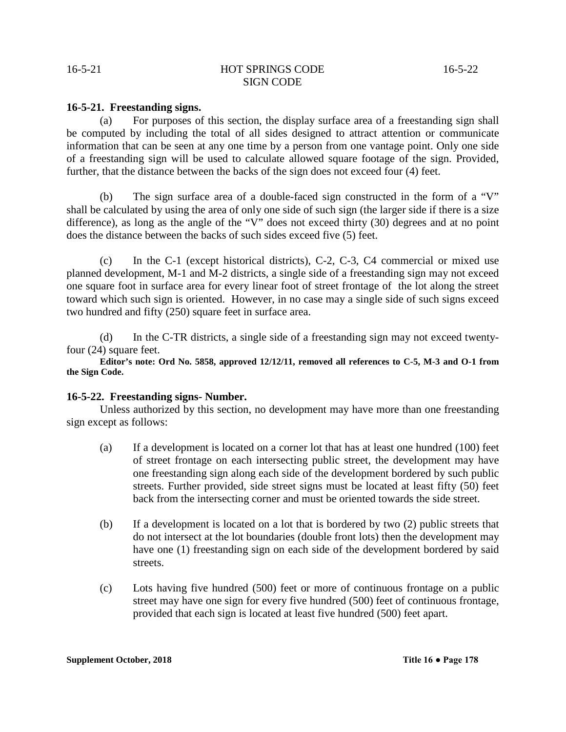### 16-5-21. Freestanding signs.

(a) For purposes of this section, the display surface area of a freestanding sign shall be computed by including the total of all sides designed to attract attention or communicate information that can be seen at any one time by a person from one vantage point. Only one side of a freestanding sign will be used to calculate allowed square footage of the sign. Provided, further, that the distance between the backs of the sign does not exceed four (4) feet.

(b) The sign surface area of a double-faced sign constructed in the form of a "V" shall be calculated by using the area of only one side of such sign (the larger side if there is a size difference), as long as the angle of the "V" does not exceed thirty (30) degrees and at no point does the distance between the backs of such sides exceed five (5) feet.

(c) In the C-1 (except historical districts), C-2, C-3, C4 commercial or mixed use planned development, M-1 and M-2 districts, a single side of a freestanding sign may not exceed one square foot in surface area for every linear foot of street frontage of the lot along the street toward which such sign is oriented. However, in no case may a single side of such signs exceed two hundred and fifty (250) square feet in surface area.

(d) In the C-TR districts, a single side of a freestanding sign may not exceed twenty-four (24) square feet.

**Editor's note: Ord No. 5858, approved 12/12/11, removed all references to C-5, M-3 and O-1 from the Sign Code.**

### 16-5-22. Freestanding signs- Number.

Unless authorized by this section, no development may have more than one freestanding sign except as follows:

(a) If a development is located on a corner lot that has at least one hundred (100) feet of street frontage on each intersecting public street, the development may have one freestanding sign along each side of the development bordered by such public streets. Further provided, side street signs must be located at least fifty (50) feet back from the intersecting corner and must be oriented towards the side street.

(b) If a development is located on a lot that is bordered by two (2) public streets that do not intersect at the lot boundaries (double front lots) then the development may have one (1) freestanding sign on each side of the development bordered by said streets.

(c) Lots having five hundred (500) feet or more of continuous frontage on a public street may have one sign for every five hundred (500) feet of continuous frontage, provided that each sign is located at least five hundred (500) feet apart.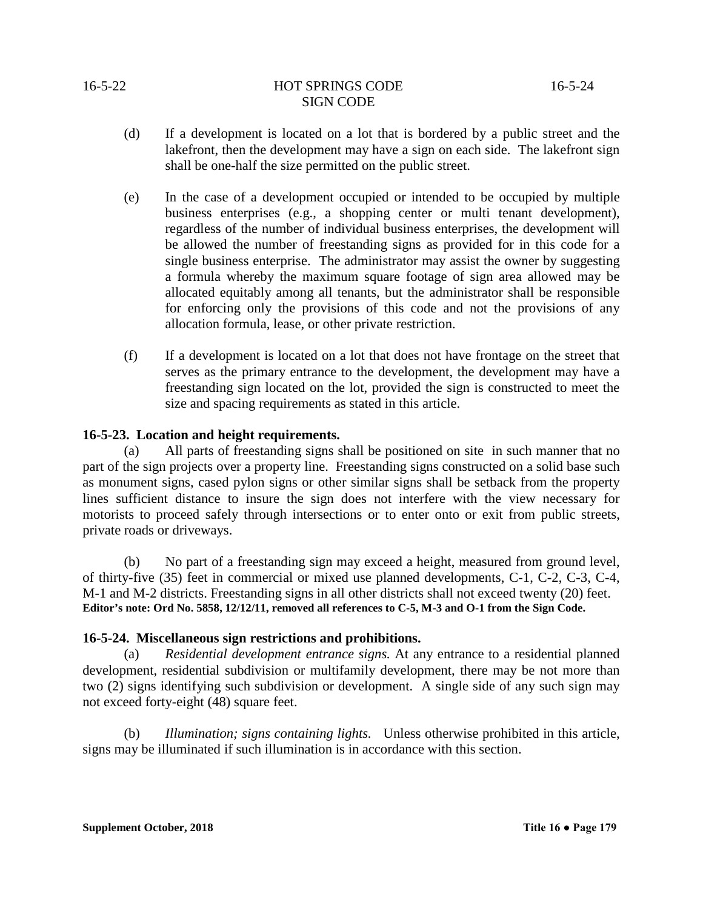(d) If a development is located on a lot that is bordered by a public street and the lakefront, then the development may have a sign on each side. The lakefront sign shall be one-half the size permitted on the public street.

(e) In the case of a development occupied or intended to be occupied by multiple business enterprises (e.g., a shopping center or multi tenant development), regardless of the number of individual business enterprises, the development will be allowed the number of freestanding signs as provided for in this code for a single business enterprise. The administrator may assist the owner by suggesting a formula whereby the maximum square footage of sign area allowed may be allocated equitably among all tenants, but the administrator shall be responsible for enforcing only the provisions of this code and not the provisions of any allocation formula, lease, or other private restriction.

(f) If a development is located on a lot that does not have frontage on the street that serves as the primary entrance to the development, the development may have a freestanding sign located on the lot, provided the sign is constructed to meet the size and spacing requirements as stated in this article.

**16-5-23. Location and height requirements.**

(a) All parts of freestanding signs shall be positioned on site in such manner that no part of the sign projects over a property line. Freestanding signs constructed on a solid base such as monument signs, cased pylon signs or other similar signs shall be setback from the property lines sufficient distance to insure the sign does not interfere with the view necessary for motorists to proceed safely through intersections or to enter onto or exit from public streets, private roads or driveways.

(b) No part of a freestanding sign may exceed a height, measured from ground level, of thirty-five (35) feet in commercial or mixed use planned developments, C-1, C-2, C-3, C-4, M-1 and M-2 districts. Freestanding signs in all other districts shall not exceed twenty (20) feet.
**Editor's note: Ord No. 5858, 12/12/11, removed all references to C-5, M-3 and O-1 from the Sign Code.**

**16-5-24. Miscellaneous sign restrictions and prohibitions.**

(a) *Residential development entrance signs.* At any entrance to a residential planned development, residential subdivision or multifamily development, there may be not more than two (2) signs identifying such subdivision or development. A single side of any such sign may not exceed forty-eight (48) square feet.

(b) *Illumination; signs containing lights.* Unless otherwise prohibited in this article, signs may be illuminated if such illumination is in accordance with this section.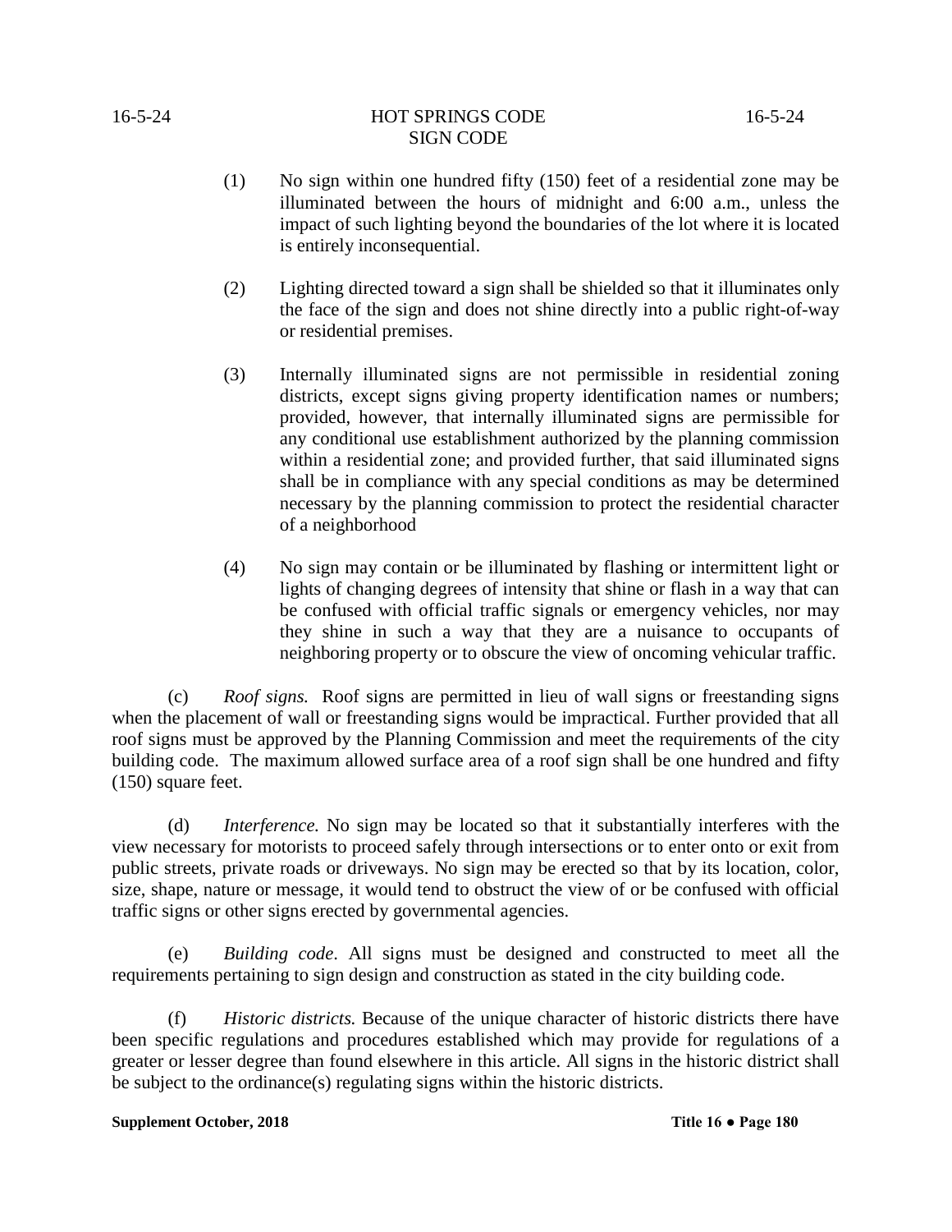(1) No sign within one hundred fifty (150) feet of a residential zone may be illuminated between the hours of midnight and 6:00 a.m., unless the impact of such lighting beyond the boundaries of the lot where it is located is entirely inconsequential.

(2) Lighting directed toward a sign shall be shielded so that it illuminates only the face of the sign and does not shine directly into a public right-of-way or residential premises.

(3) Internally illuminated signs are not permissible in residential zoning districts, except signs giving property identification names or numbers; provided, however, that internally illuminated signs are permissible for any conditional use establishment authorized by the planning commission within a residential zone; and provided further, that said illuminated signs shall be in compliance with any special conditions as may be determined necessary by the planning commission to protect the residential character of a neighborhood

(4) No sign may contain or be illuminated by flashing or intermittent light or lights of changing degrees of intensity that shine or flash in a way that can be confused with official traffic signals or emergency vehicles, nor may they shine in such a way that they are a nuisance to occupants of neighboring property or to obscure the view of oncoming vehicular traffic.

(c) *Roof signs.* Roof signs are permitted in lieu of wall signs or freestanding signs when the placement of wall or freestanding signs would be impractical. Further provided that all roof signs must be approved by the Planning Commission and meet the requirements of the city building code. The maximum allowed surface area of a roof sign shall be one hundred and fifty (150) square feet.

(d) *Interference.* No sign may be located so that it substantially interferes with the view necessary for motorists to proceed safely through intersections or to enter onto or exit from public streets, private roads or driveways. No sign may be erected so that by its location, color, size, shape, nature or message, it would tend to obstruct the view of or be confused with official traffic signs or other signs erected by governmental agencies.

(e) *Building code*. All signs must be designed and constructed to meet all the requirements pertaining to sign design and construction as stated in the city building code.

(f) *Historic districts.* Because of the unique character of historic districts there have been specific regulations and procedures established which may provide for regulations of a greater or lesser degree than found elsewhere in this article. All signs in the historic district shall be subject to the ordinance(s) regulating signs within the historic districts.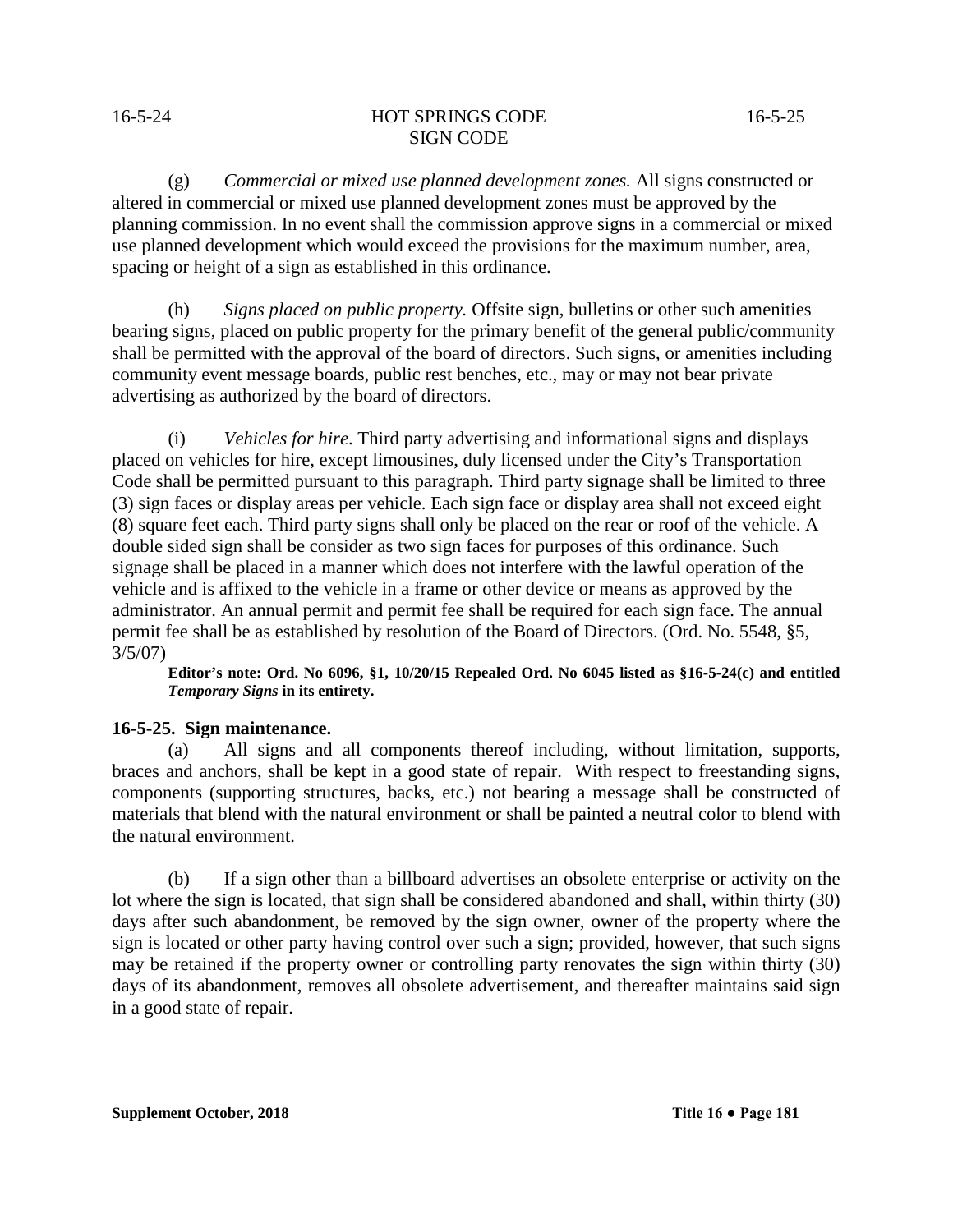(g) *Commercial or mixed use planned development zones.* All signs constructed or altered in commercial or mixed use planned development zones must be approved by the planning commission. In no event shall the commission approve signs in a commercial or mixed use planned development which would exceed the provisions for the maximum number, area, spacing or height of a sign as established in this ordinance.

(h) *Signs placed on public property.* Offsite sign, bulletins or other such amenities bearing signs, placed on public property for the primary benefit of the general public/community shall be permitted with the approval of the board of directors. Such signs, or amenities including community event message boards, public rest benches, etc., may or may not bear private advertising as authorized by the board of directors.

(i) *Vehicles for hire*. Third party advertising and informational signs and displays placed on vehicles for hire, except limousines, duly licensed under the City's Transportation Code shall be permitted pursuant to this paragraph. Third party signage shall be limited to three (3) sign faces or display areas per vehicle. Each sign face or display area shall not exceed eight (8) square feet each. Third party signs shall only be placed on the rear or roof of the vehicle. A double sided sign shall be consider as two sign faces for purposes of this ordinance. Such signage shall be placed in a manner which does not interfere with the lawful operation of the vehicle and is affixed to the vehicle in a frame or other device or means as approved by the administrator. An annual permit and permit fee shall be required for each sign face. The annual permit fee shall be as established by resolution of the Board of Directors. (Ord. No. 5548, §5, 3/5/07)

**Editor's note: Ord. No 6096, §1, 10/20/15 Repealed Ord. No 6045 listed as §16-5-24(c) and entitled *Temporary Signs* in its entirety.**

### 16-5-25. Sign maintenance.

(a) All signs and all components thereof including, without limitation, supports, braces and anchors, shall be kept in a good state of repair. With respect to freestanding signs, components (supporting structures, backs, etc.) not bearing a message shall be constructed of materials that blend with the natural environment or shall be painted a neutral color to blend with the natural environment.

(b) If a sign other than a billboard advertises an obsolete enterprise or activity on the lot where the sign is located, that sign shall be considered abandoned and shall, within thirty (30) days after such abandonment, be removed by the sign owner, owner of the property where the sign is located or other party having control over such a sign; provided, however, that such signs may be retained if the property owner or controlling party renovates the sign within thirty (30) days of its abandonment, removes all obsolete advertisement, and thereafter maintains said sign in a good state of repair.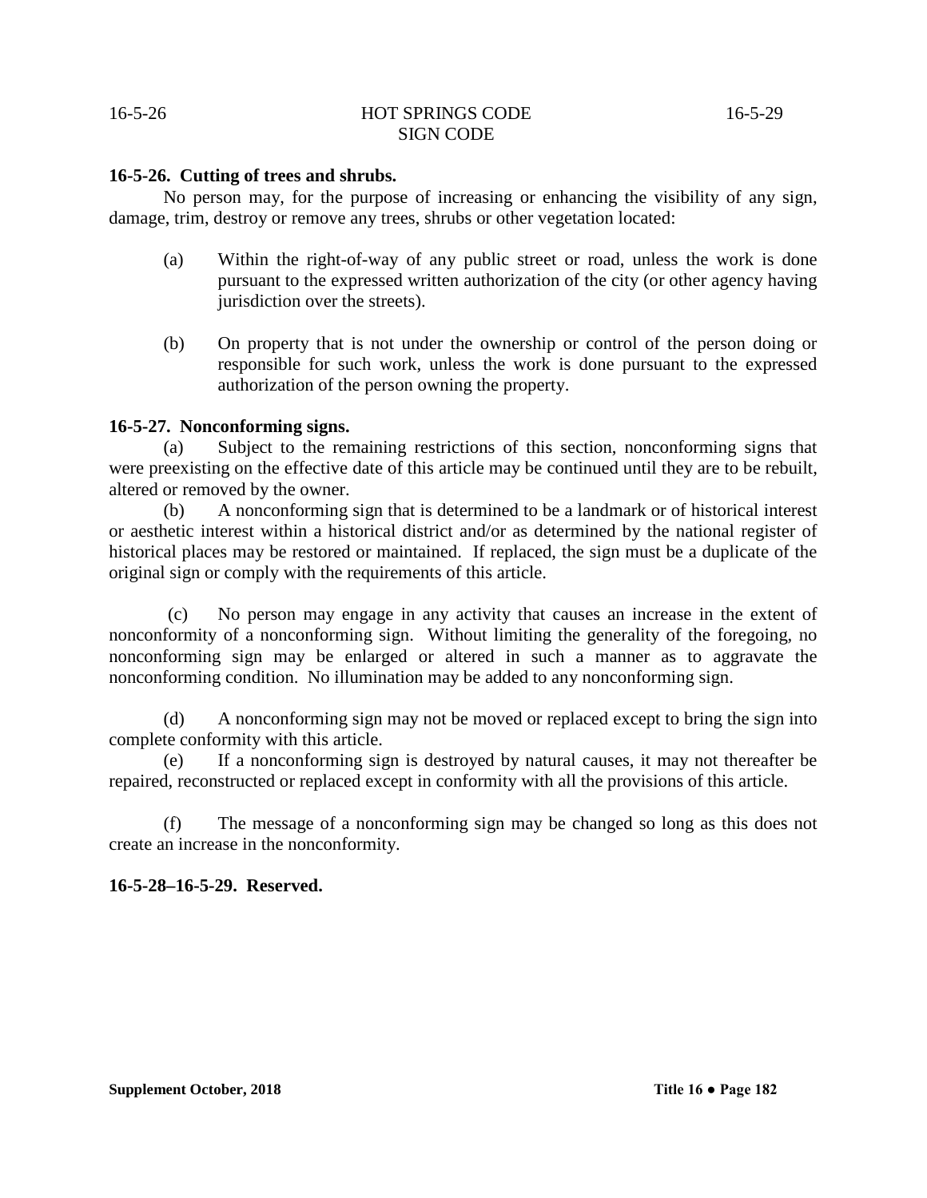**16-5-26. Cutting of trees and shrubs.**

No person may, for the purpose of increasing or enhancing the visibility of any sign, damage, trim, destroy or remove any trees, shrubs or other vegetation located:

(a) Within the right-of-way of any public street or road, unless the work is done pursuant to the expressed written authorization of the city (or other agency having jurisdiction over the streets).

(b) On property that is not under the ownership or control of the person doing or responsible for such work, unless the work is done pursuant to the expressed authorization of the person owning the property.

**16-5-27. Nonconforming signs.**

(a) Subject to the remaining restrictions of this section, nonconforming signs that were preexisting on the effective date of this article may be continued until they are to be rebuilt, altered or removed by the owner.

(b) A nonconforming sign that is determined to be a landmark or of historical interest or aesthetic interest within a historical district and/or as determined by the national register of historical places may be restored or maintained. If replaced, the sign must be a duplicate of the original sign or comply with the requirements of this article.

(c) No person may engage in any activity that causes an increase in the extent of nonconformity of a nonconforming sign. Without limiting the generality of the foregoing, no nonconforming sign may be enlarged or altered in such a manner as to aggravate the nonconforming condition. No illumination may be added to any nonconforming sign.

(d) A nonconforming sign may not be moved or replaced except to bring the sign into complete conformity with this article.

(e) If a nonconforming sign is destroyed by natural causes, it may not thereafter be repaired, reconstructed or replaced except in conformity with all the provisions of this article.

(f) The message of a nonconforming sign may be changed so long as this does not create an increase in the nonconformity.

**16-5-28–16-5-29. Reserved.**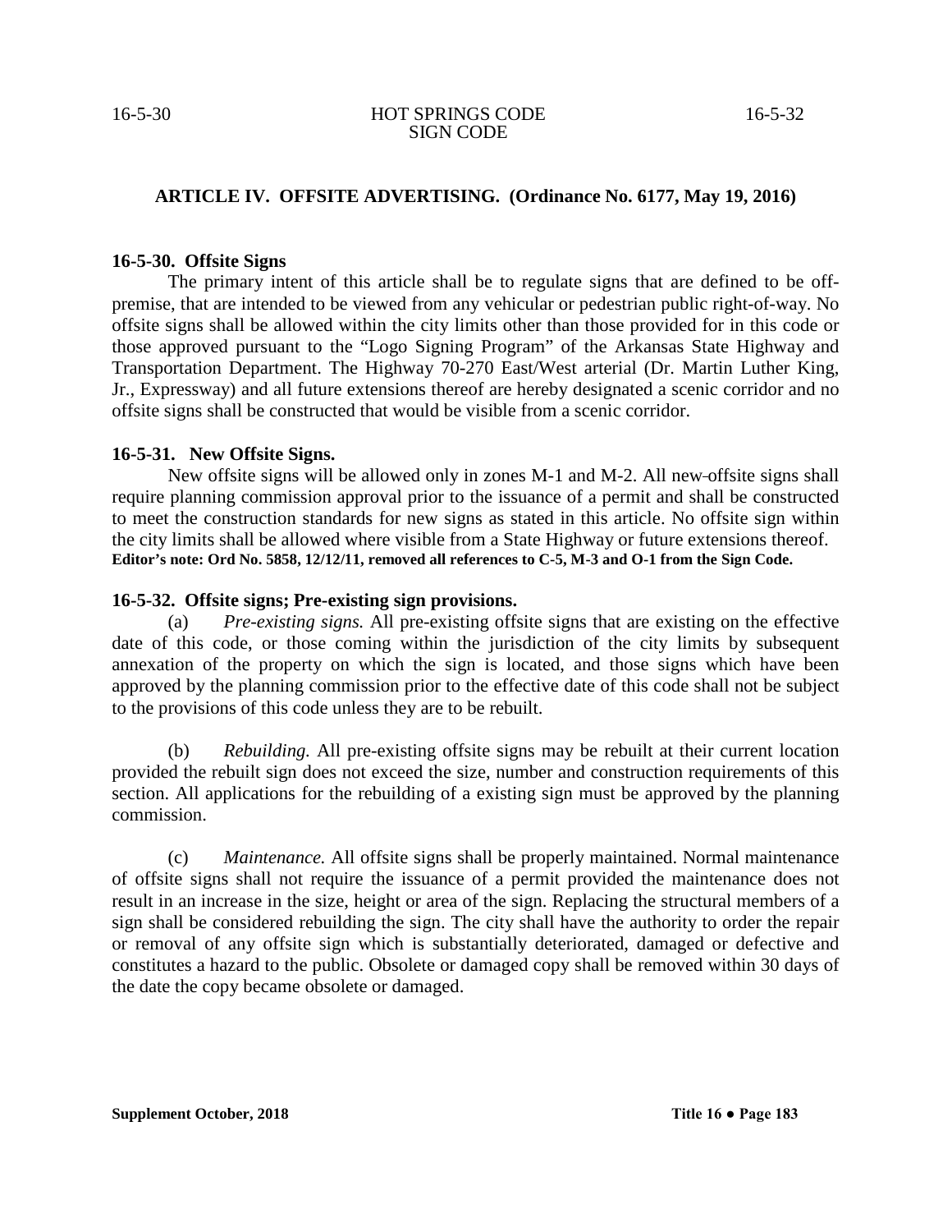## ARTICLE IV. OFFSITE ADVERTISING. (Ordinance No. 6177, May 19, 2016)

### 16-5-30. Offsite Signs

The primary intent of this article shall be to regulate signs that are defined to be off-premise, that are intended to be viewed from any vehicular or pedestrian public right-of-way. No offsite signs shall be allowed within the city limits other than those provided for in this code or those approved pursuant to the "Logo Signing Program" of the Arkansas State Highway and Transportation Department. The Highway 70-270 East/West arterial (Dr. Martin Luther King, Jr., Expressway) and all future extensions thereof are hereby designated a scenic corridor and no offsite signs shall be constructed that would be visible from a scenic corridor.

### 16-5-31. New Offsite Signs.

New offsite signs will be allowed only in zones M-1 and M-2. All new offsite signs shall require planning commission approval prior to the issuance of a permit and shall be constructed to meet the construction standards for new signs as stated in this article. No offsite sign within the city limits shall be allowed where visible from a State Highway or future extensions thereof.

**Editor's note: Ord No. 5858, 12/12/11, removed all references to C-5, M-3 and O-1 from the Sign Code.**

### 16-5-32. Offsite signs; Pre-existing sign provisions.

(a) *Pre-existing signs.* All pre-existing offsite signs that are existing on the effective date of this code, or those coming within the jurisdiction of the city limits by subsequent annexation of the property on which the sign is located, and those signs which have been approved by the planning commission prior to the effective date of this code shall not be subject to the provisions of this code unless they are to be rebuilt.

(b) *Rebuilding.* All pre-existing offsite signs may be rebuilt at their current location provided the rebuilt sign does not exceed the size, number and construction requirements of this section. All applications for the rebuilding of a existing sign must be approved by the planning commission.

(c) *Maintenance.* All offsite signs shall be properly maintained. Normal maintenance of offsite signs shall not require the issuance of a permit provided the maintenance does not result in an increase in the size, height or area of the sign. Replacing the structural members of a sign shall be considered rebuilding the sign. The city shall have the authority to order the repair or removal of any offsite sign which is substantially deteriorated, damaged or defective and constitutes a hazard to the public. Obsolete or damaged copy shall be removed within 30 days of the date the copy became obsolete or damaged.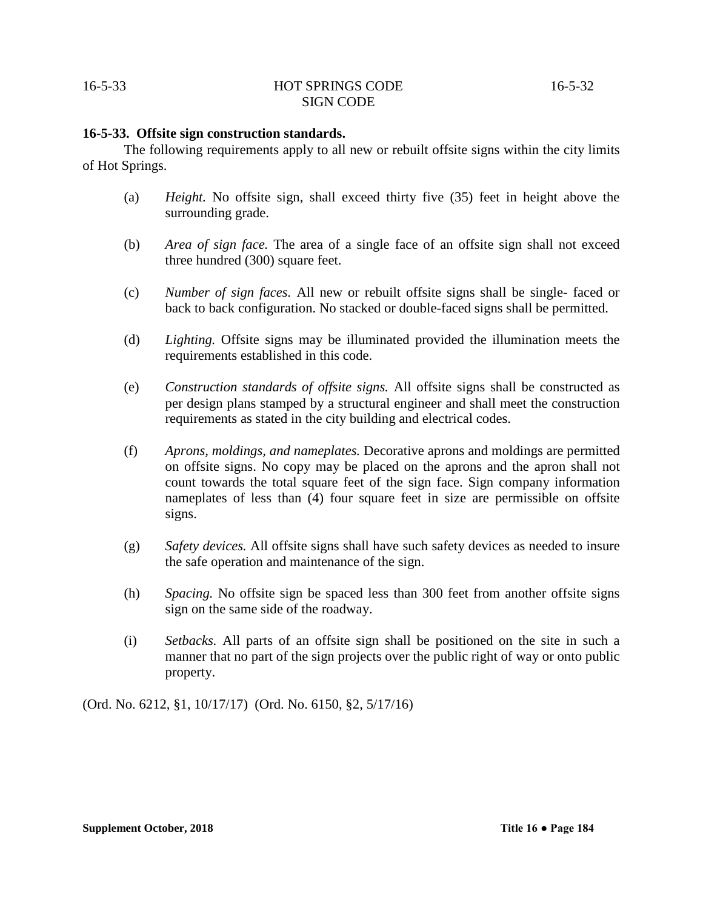### 16-5-33. Offsite sign construction standards.

The following requirements apply to all new or rebuilt offsite signs within the city limits of Hot Springs.

(a) *Height.* No offsite sign, shall exceed thirty five (35) feet in height above the surrounding grade.

(b) *Area of sign face.* The area of a single face of an offsite sign shall not exceed three hundred (300) square feet.

(c) *Number of sign faces.* All new or rebuilt offsite signs shall be single- faced or back to back configuration. No stacked or double-faced signs shall be permitted.

(d) *Lighting.* Offsite signs may be illuminated provided the illumination meets the requirements established in this code.

(e) *Construction standards of offsite signs.* All offsite signs shall be constructed as per design plans stamped by a structural engineer and shall meet the construction requirements as stated in the city building and electrical codes.

(f) *Aprons, moldings, and nameplates.* Decorative aprons and moldings are permitted on offsite signs. No copy may be placed on the aprons and the apron shall not count towards the total square feet of the sign face. Sign company information nameplates of less than (4) four square feet in size are permissible on offsite signs.

(g) *Safety devices.* All offsite signs shall have such safety devices as needed to insure the safe operation and maintenance of the sign.

(h) *Spacing.* No offsite sign be spaced less than 300 feet from another offsite signs sign on the same side of the roadway.

(i) *Setbacks.* All parts of an offsite sign shall be positioned on the site in such a manner that no part of the sign projects over the public right of way or onto public property.

(Ord. No. 6212, §1, 10/17/17) (Ord. No. 6150, §2, 5/17/16)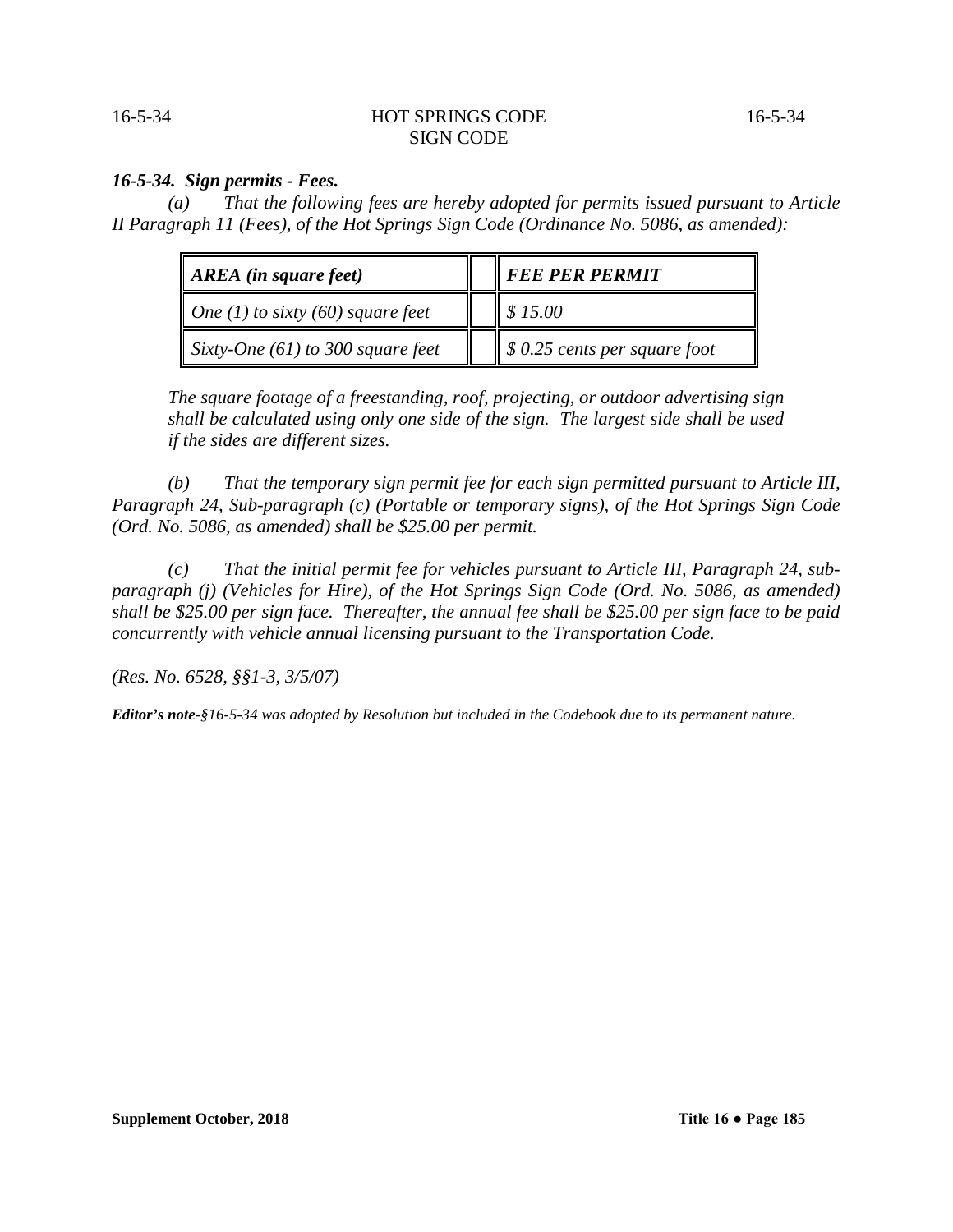### *16-5-34. Sign permits - Fees.*

*(a) That the following fees are hereby adopted for permits issued pursuant to Article II Paragraph 11 (Fees), of the Hot Springs Sign Code (Ordinance No. 5086, as amended):*

| ***AREA (in square feet)*** | | ***FEE PER PERMIT*** |
|---|---|---|
| *One (1) to sixty (60) square feet* | | *$ 15.00* |
| *Sixty-One (61) to 300 square feet* | | *$ 0.25 cents per square foot* |

*The square footage of a freestanding, roof, projecting, or outdoor advertising sign shall be calculated using only one side of the sign. The largest side shall be used if the sides are different sizes.*

*(b) That the temporary sign permit fee for each sign permitted pursuant to Article III, Paragraph 24, Sub-paragraph (c) (Portable or temporary signs), of the Hot Springs Sign Code (Ord. No. 5086, as amended) shall be $25.00 per permit.*

*(c) That the initial permit fee for vehicles pursuant to Article III, Paragraph 24, sub-paragraph (j) (Vehicles for Hire), of the Hot Springs Sign Code (Ord. No. 5086, as amended) shall be $25.00 per sign face. Thereafter, the annual fee shall be $25.00 per sign face to be paid concurrently with vehicle annual licensing pursuant to the Transportation Code.*

*(Res. No. 6528, §§1-3, 3/5/07)*

***Editor's note****-§16-5-34 was adopted by Resolution but included in the Codebook due to its permanent nature.*